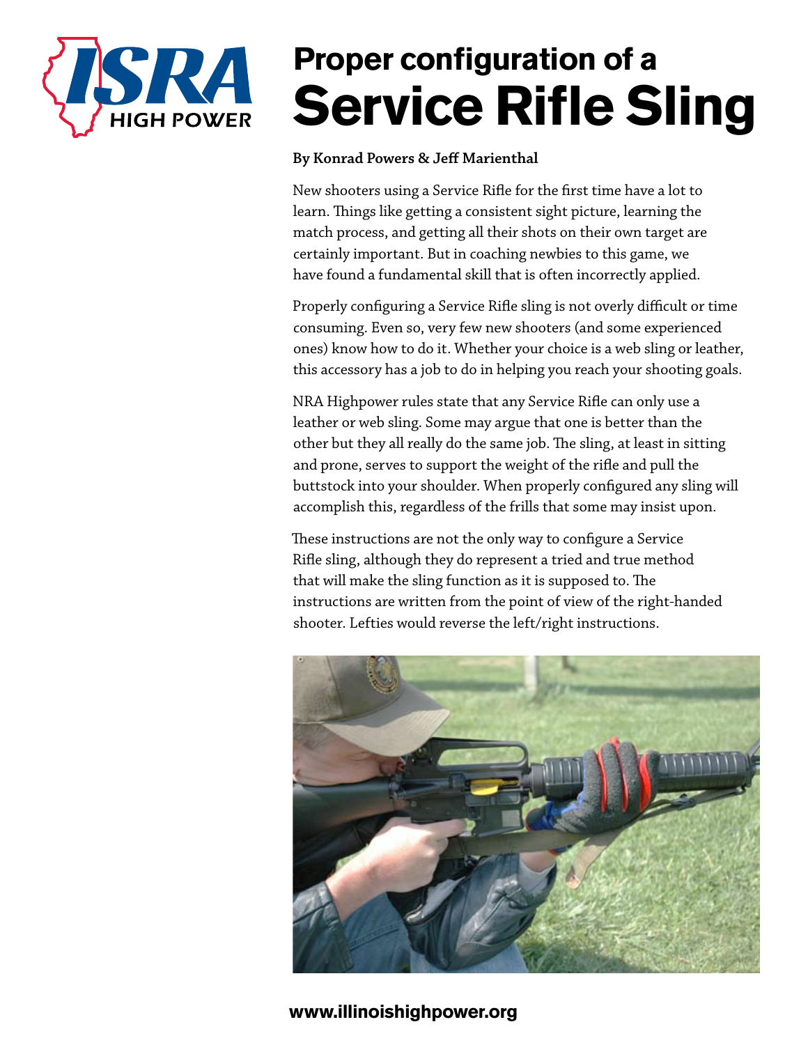# Proper configuration of a Service Rifle Sling

**By Konrad Powers & Jeff Marienthal**

New shooters using a Service Rifle for the first time have a lot to learn. Things like getting a consistent sight picture, learning the match process, and getting all their shots on their own target are certainly important. But in coaching newbies to this game, we have found a fundamental skill that is often incorrectly applied.

Properly configuring a Service Rifle sling is not overly difficult or time consuming. Even so, very few new shooters (and some experienced ones) know how to do it. Whether your choice is a web sling or leather, this accessory has a job to do in helping you reach your shooting goals.

NRA Highpower rules state that any Service Rifle can only use a leather or web sling. Some may argue that one is better than the other but they all really do the same job. The sling, at least in sitting and prone, serves to support the weight of the rifle and pull the buttstock into your shoulder. When properly configured any sling will accomplish this, regardless of the frills that some may insist upon.

These instructions are not the only way to configure a Service Rifle sling, although they do represent a tried and true method that will make the sling function as it is supposed to. The instructions are written from the point of view of the right-handed shooter. Lefties would reverse the left/right instructions.

www.illinoishighpower.org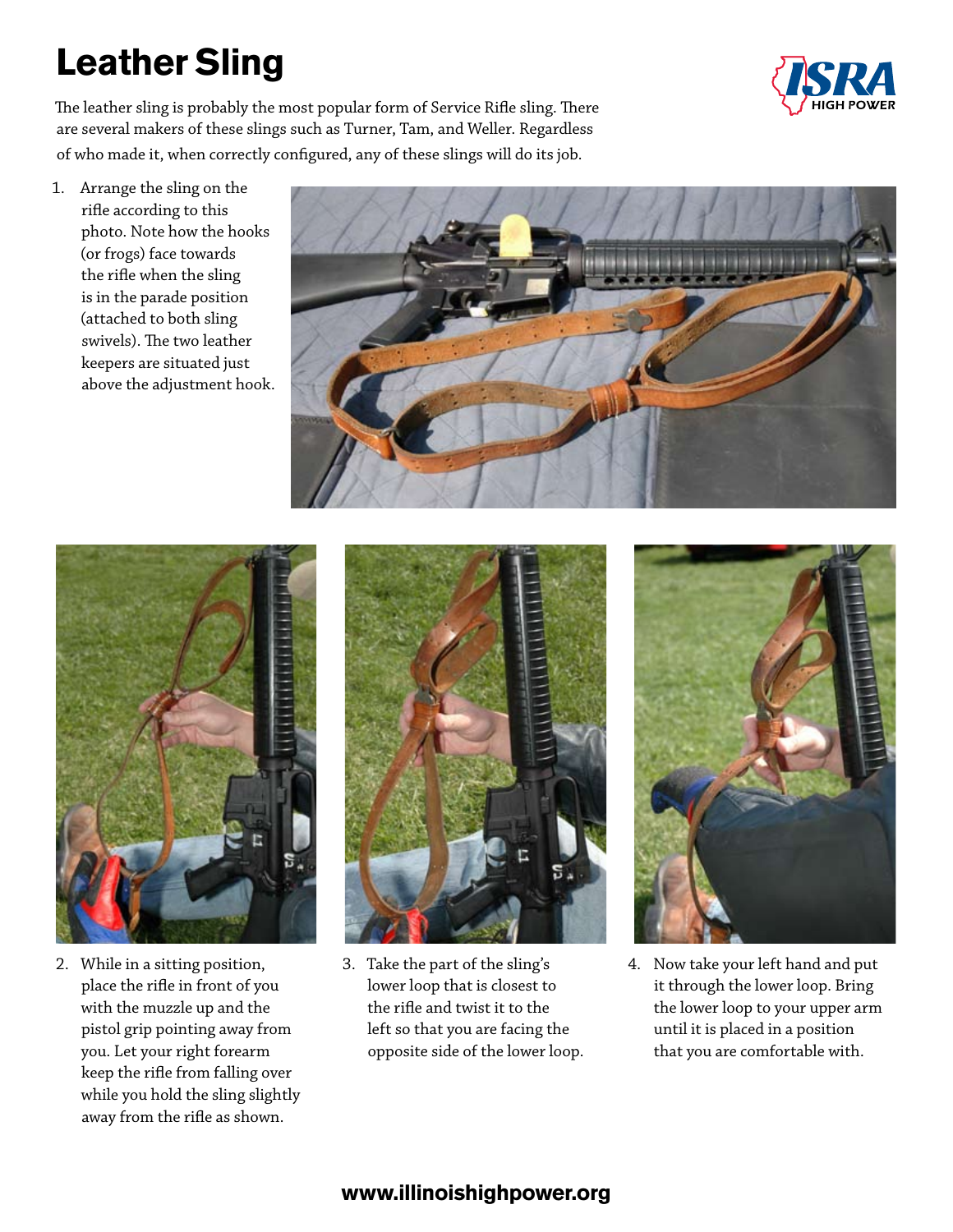# Leather Sling

The leather sling is probably the most popular form of Service Rifle sling. There are several makers of these slings such as Turner, Tam, and Weller. Regardless of who made it, when correctly configured, any of these slings will do its job.

1. Arrange the sling on the rifle according to this photo. Note how the hooks (or frogs) face towards the rifle when the sling is in the parade position (attached to both sling swivels). The two leather keepers are situated just above the adjustment hook.

2. While in a sitting position, place the rifle in front of you with the muzzle up and the pistol grip pointing away from you. Let your right forearm keep the rifle from falling over while you hold the sling slightly away from the rifle as shown.

3. Take the part of the sling's lower loop that is closest to the rifle and twist it to the left so that you are facing the opposite side of the lower loop.

4. Now take your left hand and put it through the lower loop. Bring the lower loop to your upper arm until it is placed in a position that you are comfortable with.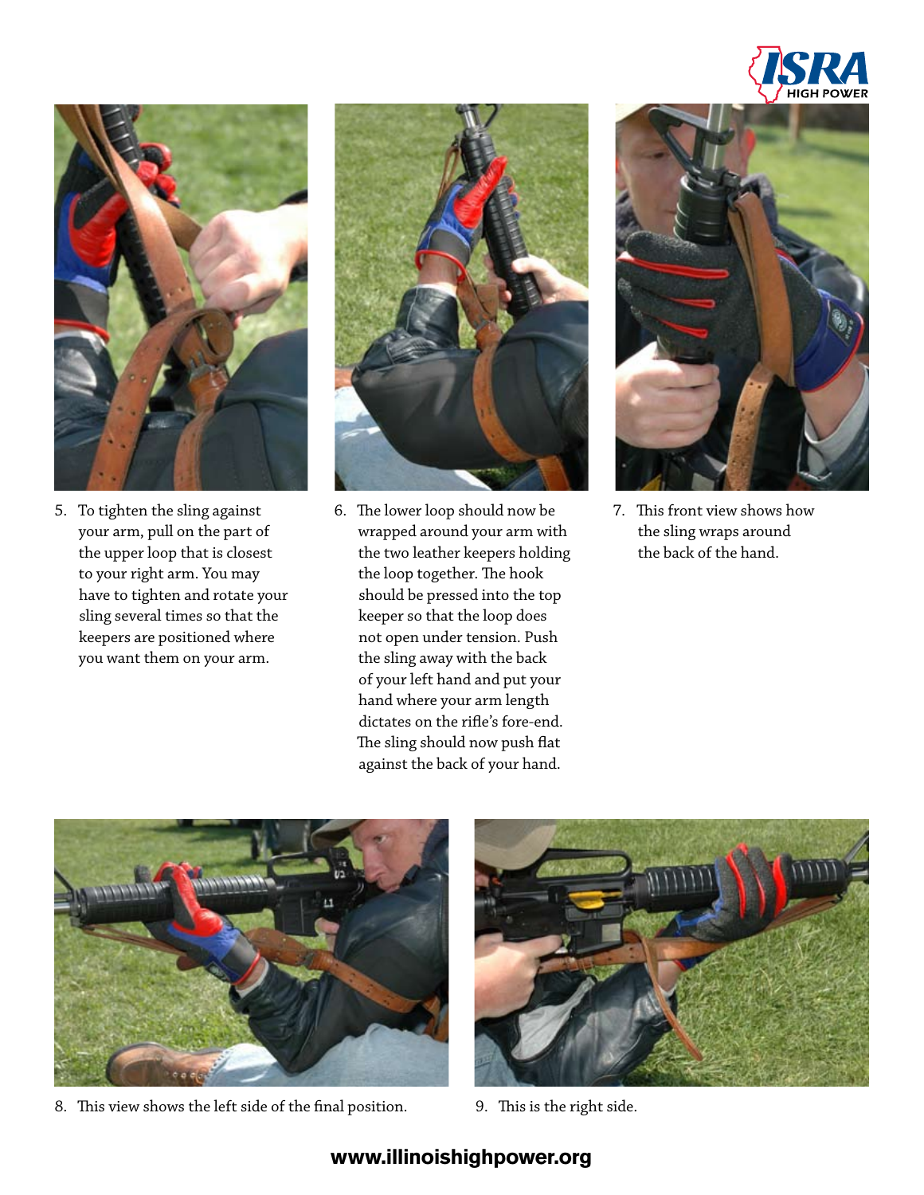5. To tighten the sling against your arm, pull on the part of the upper loop that is closest to your right arm. You may have to tighten and rotate your sling several times so that the keepers are positioned where you want them on your arm.

6. The lower loop should now be wrapped around your arm with the two leather keepers holding the loop together. The hook should be pressed into the top keeper so that the loop does not open under tension. Push the sling away with the back of your left hand and put your hand where your arm length dictates on the rifle's fore-end. The sling should now push flat against the back of your hand.

7. This front view shows how the sling wraps around the back of the hand.

8. This view shows the left side of the final position.

9. This is the right side.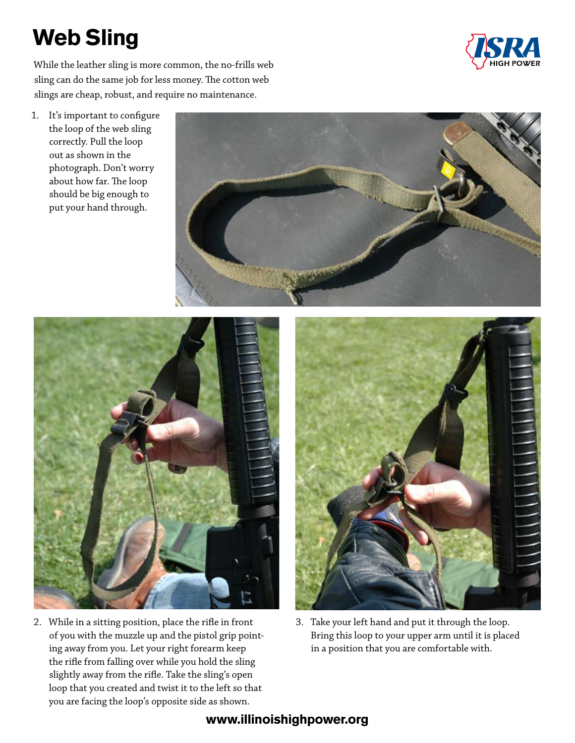# Web Sling

While the leather sling is more common, the no-frills web sling can do the same job for less money. The cotton web slings are cheap, robust, and require no maintenance.

1. It's important to configure the loop of the web sling correctly. Pull the loop out as shown in the photograph. Don't worry about how far. The loop should be big enough to put your hand through.

2. While in a sitting position, place the rifle in front of you with the muzzle up and the pistol grip pointing away from you. Let your right forearm keep the rifle from falling over while you hold the sling slightly away from the rifle. Take the sling's open loop that you created and twist it to the left so that you are facing the loop's opposite side as shown.

3. Take your left hand and put it through the loop. Bring this loop to your upper arm until it is placed in a position that you are comfortable with.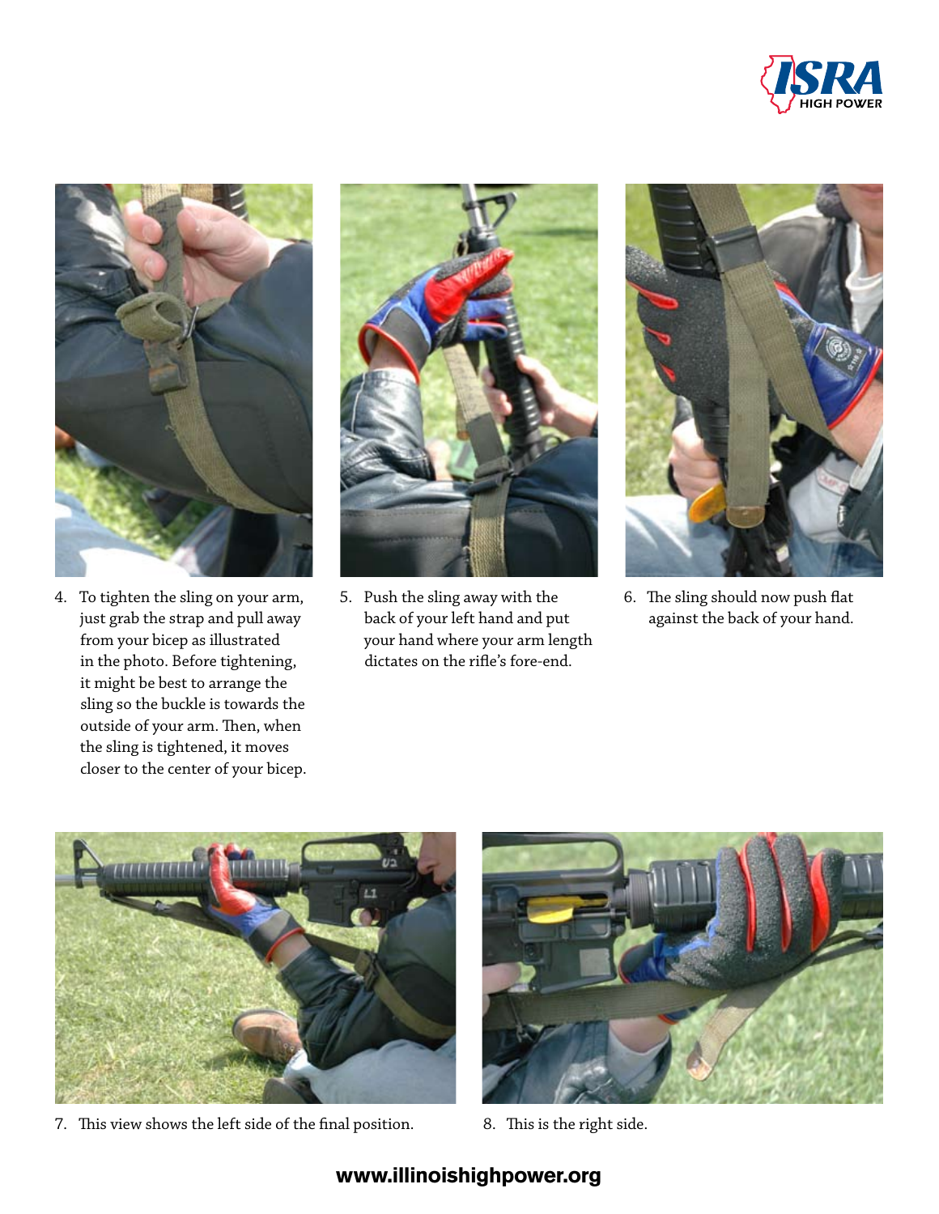4. To tighten the sling on your arm, just grab the strap and pull away from your bicep as illustrated in the photo. Before tightening, it might be best to arrange the sling so the buckle is towards the outside of your arm. Then, when the sling is tightened, it moves closer to the center of your bicep.

5. Push the sling away with the back of your left hand and put your hand where your arm length dictates on the rifle's fore-end.

6. The sling should now push flat against the back of your hand.

7. This view shows the left side of the final position.

8. This is the right side.